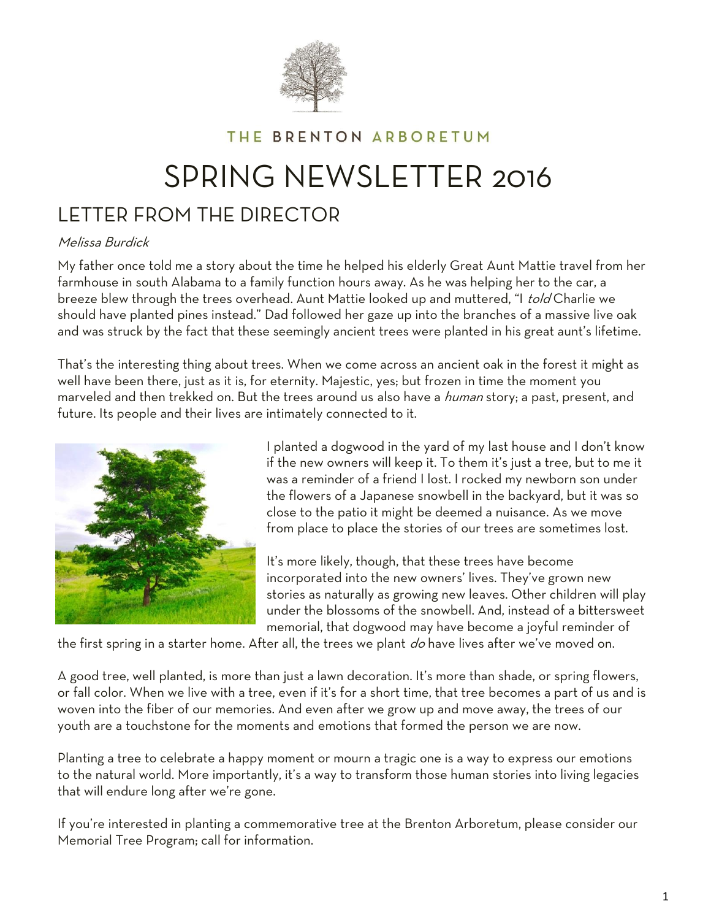THE BRENTON ARBORETUM

# SPRING NEWSLETTER 2016

## LETTER FROM THE DIRECTOR

*Melissa Burdick*

My father once told me a story about the time he helped his elderly Great Aunt Mattie travel from her farmhouse in south Alabama to a family function hours away. As he was helping her to the car, a breeze blew through the trees overhead. Aunt Mattie looked up and muttered, "I *told* Charlie we should have planted pines instead." Dad followed her gaze up into the branches of a massive live oak and was struck by the fact that these seemingly ancient trees were planted in his great aunt's lifetime.

That's the interesting thing about trees. When we come across an ancient oak in the forest it might as well have been there, just as it is, for eternity. Majestic, yes; but frozen in time the moment you marveled and then trekked on. But the trees around us also have a *human* story; a past, present, and future. Its people and their lives are intimately connected to it.

I planted a dogwood in the yard of my last house and I don't know if the new owners will keep it. To them it's just a tree, but to me it was a reminder of a friend I lost. I rocked my newborn son under the flowers of a Japanese snowbell in the backyard, but it was so close to the patio it might be deemed a nuisance. As we move from place to place the stories of our trees are sometimes lost.

It's more likely, though, that these trees have become incorporated into the new owners' lives. They've grown new stories as naturally as growing new leaves. Other children will play under the blossoms of the snowbell. And, instead of a bittersweet memorial, that dogwood may have become a joyful reminder of the first spring in a starter home. After all, the trees we plant *do* have lives after we've moved on.

A good tree, well planted, is more than just a lawn decoration. It's more than shade, or spring flowers, or fall color. When we live with a tree, even if it's for a short time, that tree becomes a part of us and is woven into the fiber of our memories. And even after we grow up and move away, the trees of our youth are a touchstone for the moments and emotions that formed the person we are now.

Planting a tree to celebrate a happy moment or mourn a tragic one is a way to express our emotions to the natural world. More importantly, it's a way to transform those human stories into living legacies that will endure long after we're gone.

If you're interested in planting a commemorative tree at the Brenton Arboretum, please consider our Memorial Tree Program; call for information.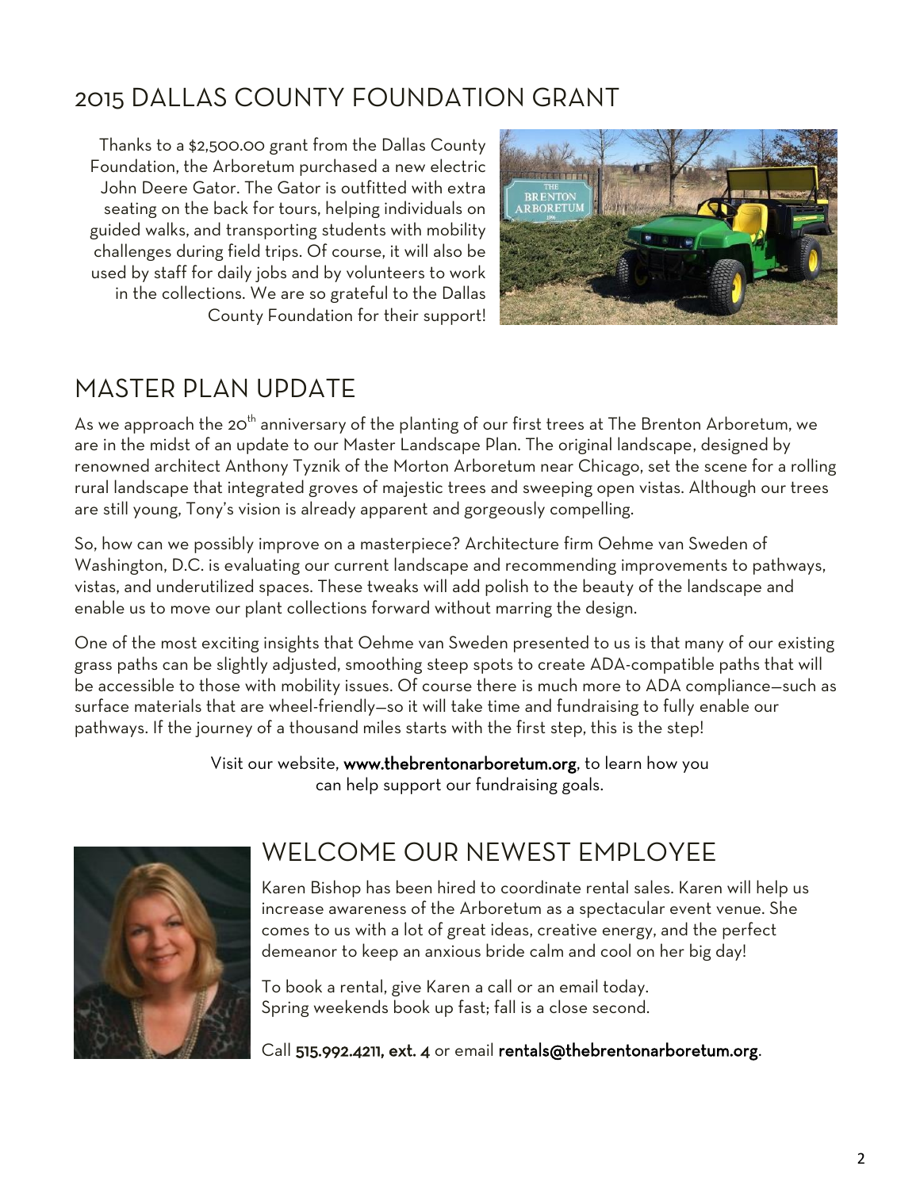## 2015 DALLAS COUNTY FOUNDATION GRANT

Thanks to a $2,500.00 grant from the Dallas County Foundation, the Arboretum purchased a new electric John Deere Gator. The Gator is outfitted with extra seating on the back for tours, helping individuals on guided walks, and transporting students with mobility challenges during field trips. Of course, it will also be used by staff for daily jobs and by volunteers to work in the collections. We are so grateful to the Dallas County Foundation for their support!

## MASTER PLAN UPDATE

As we approach the 20th anniversary of the planting of our first trees at The Brenton Arboretum, we are in the midst of an update to our Master Landscape Plan. The original landscape, designed by renowned architect Anthony Tyznik of the Morton Arboretum near Chicago, set the scene for a rolling rural landscape that integrated groves of majestic trees and sweeping open vistas. Although our trees are still young, Tony's vision is already apparent and gorgeously compelling.

So, how can we possibly improve on a masterpiece? Architecture firm Oehme van Sweden of Washington, D.C. is evaluating our current landscape and recommending improvements to pathways, vistas, and underutilized spaces. These tweaks will add polish to the beauty of the landscape and enable us to move our plant collections forward without marring the design.

One of the most exciting insights that Oehme van Sweden presented to us is that many of our existing grass paths can be slightly adjusted, smoothing steep spots to create ADA-compatible paths that will be accessible to those with mobility issues. Of course there is much more to ADA compliance—such as surface materials that are wheel-friendly—so it will take time and fundraising to fully enable our pathways. If the journey of a thousand miles starts with the first step, this is the step!

Visit our website, **www.thebrentonarboretum.org**, to learn how you can help support our fundraising goals.

## WELCOME OUR NEWEST EMPLOYEE

Karen Bishop has been hired to coordinate rental sales. Karen will help us increase awareness of the Arboretum as a spectacular event venue. She comes to us with a lot of great ideas, creative energy, and the perfect demeanor to keep an anxious bride calm and cool on her big day!

To book a rental, give Karen a call or an email today.
Spring weekends book up fast; fall is a close second.

Call **515.992.4211, ext. 4** or email **rentals@thebrentonarboretum.org**.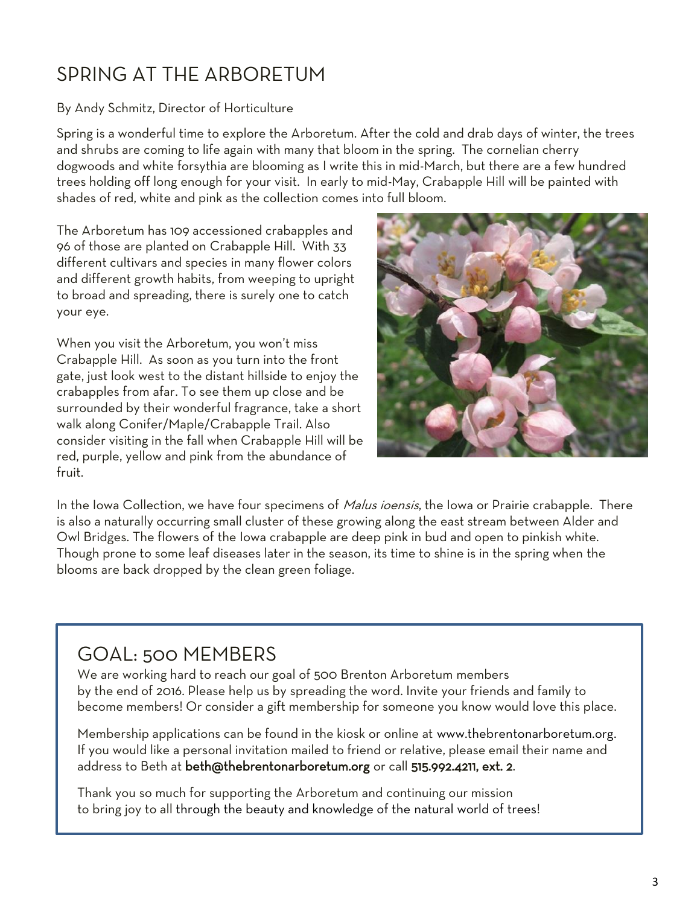# SPRING AT THE ARBORETUM

By Andy Schmitz, Director of Horticulture

Spring is a wonderful time to explore the Arboretum. After the cold and drab days of winter, the trees and shrubs are coming to life again with many that bloom in the spring. The cornelian cherry dogwoods and white forsythia are blooming as I write this in mid-March, but there are a few hundred trees holding off long enough for your visit. In early to mid-May, Crabapple Hill will be painted with shades of red, white and pink as the collection comes into full bloom.

The Arboretum has 109 accessioned crabapples and 96 of those are planted on Crabapple Hill. With 33 different cultivars and species in many flower colors and different growth habits, from weeping to upright to broad and spreading, there is surely one to catch your eye.

When you visit the Arboretum, you won't miss Crabapple Hill. As soon as you turn into the front gate, just look west to the distant hillside to enjoy the crabapples from afar. To see them up close and be surrounded by their wonderful fragrance, take a short walk along Conifer/Maple/Crabapple Trail. Also consider visiting in the fall when Crabapple Hill will be red, purple, yellow and pink from the abundance of fruit.

In the Iowa Collection, we have four specimens of *Malus ioensis*, the Iowa or Prairie crabapple. There is also a naturally occurring small cluster of these growing along the east stream between Alder and Owl Bridges. The flowers of the Iowa crabapple are deep pink in bud and open to pinkish white. Though prone to some leaf diseases later in the season, its time to shine is in the spring when the blooms are back dropped by the clean green foliage.

## GOAL: 500 MEMBERS

We are working hard to reach our goal of 500 Brenton Arboretum members by the end of 2016. Please help us by spreading the word. Invite your friends and family to become members! Or consider a gift membership for someone you know would love this place.

Membership applications can be found in the kiosk or online at www.thebrentonarboretum.org. If you would like a personal invitation mailed to friend or relative, please email their name and address to Beth at **beth@thebrentonarboretum.org** or call **515.992.4211, ext. 2**.

Thank you so much for supporting the Arboretum and continuing our mission to bring joy to all through the beauty and knowledge of the natural world of trees!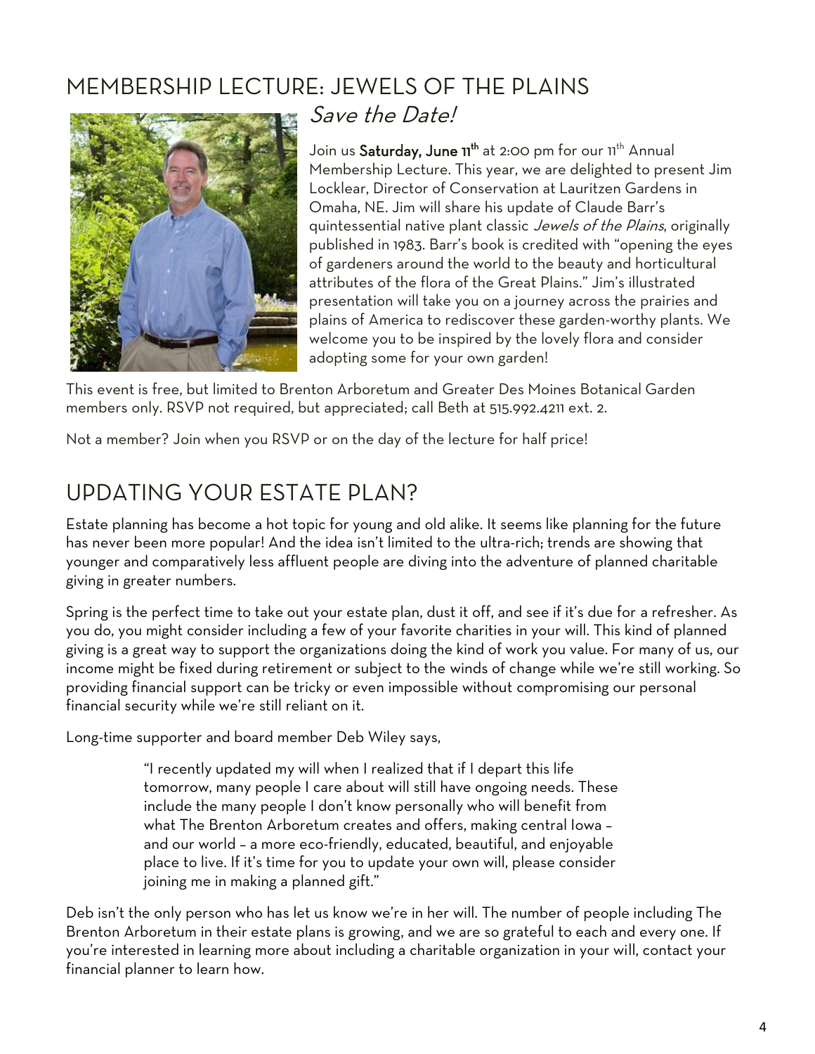## MEMBERSHIP LECTURE: JEWELS OF THE PLAINS

*Save the Date!*

Join us **Saturday, June 11th** at 2:00 pm for our 11th Annual Membership Lecture. This year, we are delighted to present Jim Locklear, Director of Conservation at Lauritzen Gardens in Omaha, NE. Jim will share his update of Claude Barr's quintessential native plant classic *Jewels of the Plains*, originally published in 1983. Barr's book is credited with "opening the eyes of gardeners around the world to the beauty and horticultural attributes of the flora of the Great Plains." Jim's illustrated presentation will take you on a journey across the prairies and plains of America to rediscover these garden-worthy plants. We welcome you to be inspired by the lovely flora and consider adopting some for your own garden!

This event is free, but limited to Brenton Arboretum and Greater Des Moines Botanical Garden members only. RSVP not required, but appreciated; call Beth at 515.992.4211 ext. 2.

Not a member? Join when you RSVP or on the day of the lecture for half price!

## UPDATING YOUR ESTATE PLAN?

Estate planning has become a hot topic for young and old alike. It seems like planning for the future has never been more popular! And the idea isn't limited to the ultra-rich; trends are showing that younger and comparatively less affluent people are diving into the adventure of planned charitable giving in greater numbers.

Spring is the perfect time to take out your estate plan, dust it off, and see if it's due for a refresher. As you do, you might consider including a few of your favorite charities in your will. This kind of planned giving is a great way to support the organizations doing the kind of work you value. For many of us, our income might be fixed during retirement or subject to the winds of change while we're still working. So providing financial support can be tricky or even impossible without compromising our personal financial security while we're still reliant on it.

Long-time supporter and board member Deb Wiley says,

> "I recently updated my will when I realized that if I depart this life tomorrow, many people I care about will still have ongoing needs. These include the many people I don't know personally who will benefit from what The Brenton Arboretum creates and offers, making central Iowa – and our world – a more eco-friendly, educated, beautiful, and enjoyable place to live. If it's time for you to update your own will, please consider joining me in making a planned gift."

Deb isn't the only person who has let us know we're in her will. The number of people including The Brenton Arboretum in their estate plans is growing, and we are so grateful to each and every one. If you're interested in learning more about including a charitable organization in your will, contact your financial planner to learn how.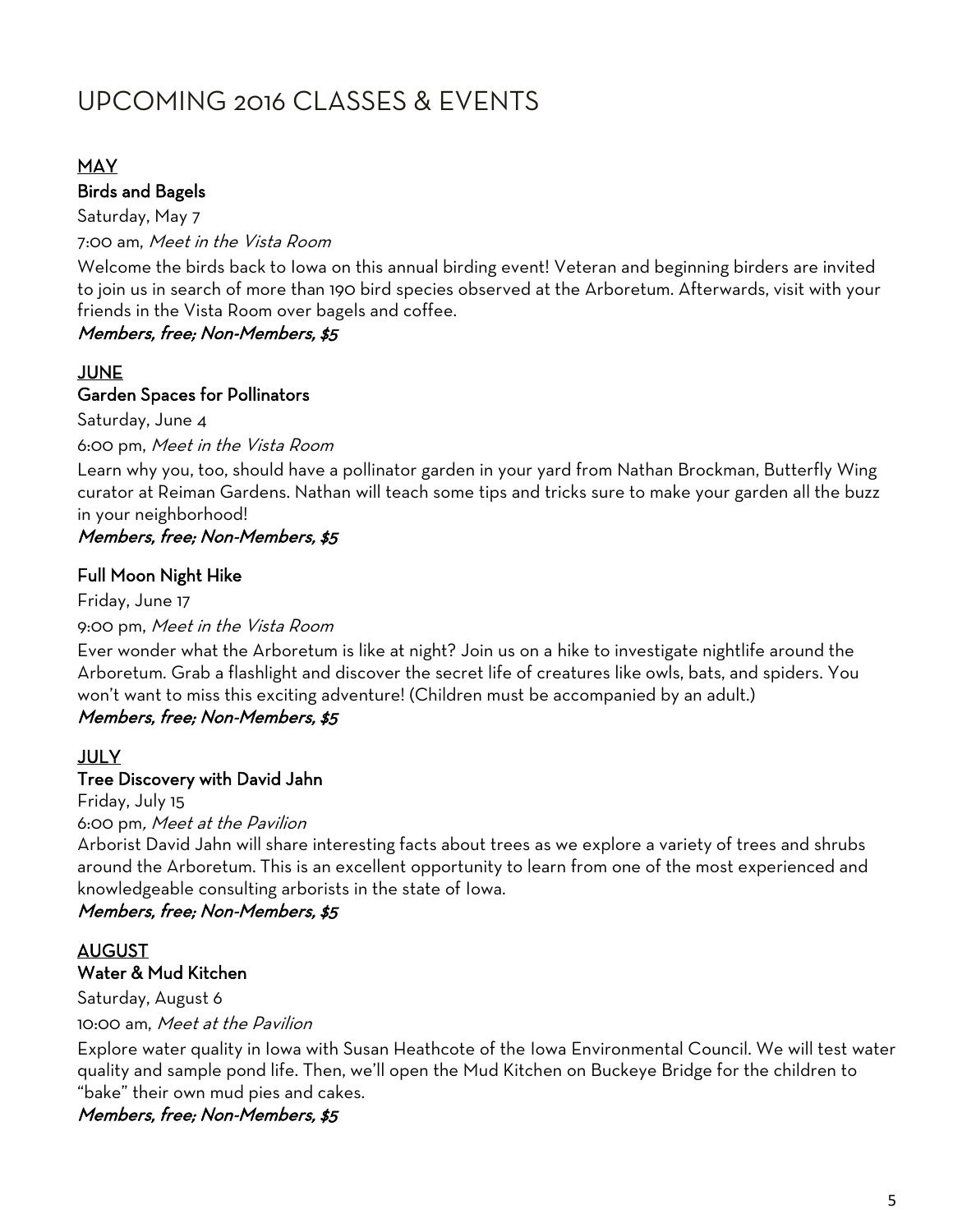# UPCOMING 2016 CLASSES & EVENTS

## MAY

### Birds and Bagels

Saturday, May 7

7:00 am, *Meet in the Vista Room*

Welcome the birds back to Iowa on this annual birding event! Veteran and beginning birders are invited to join us in search of more than 190 bird species observed at the Arboretum. Afterwards, visit with your friends in the Vista Room over bagels and coffee.

***Members, free; Non-Members, $5***

## JUNE

### Garden Spaces for Pollinators

Saturday, June 4

6:00 pm, *Meet in the Vista Room*

Learn why you, too, should have a pollinator garden in your yard from Nathan Brockman, Butterfly Wing curator at Reiman Gardens. Nathan will teach some tips and tricks sure to make your garden all the buzz in your neighborhood!

***Members, free; Non-Members, $5***

### Full Moon Night Hike

Friday, June 17

9:00 pm, *Meet in the Vista Room*

Ever wonder what the Arboretum is like at night? Join us on a hike to investigate nightlife around the Arboretum. Grab a flashlight and discover the secret life of creatures like owls, bats, and spiders. You won't want to miss this exciting adventure! (Children must be accompanied by an adult.)

***Members, free; Non-Members, $5***

## JULY

### Tree Discovery with David Jahn

Friday, July 15

6:00 pm, *Meet at the Pavilion*

Arborist David Jahn will share interesting facts about trees as we explore a variety of trees and shrubs around the Arboretum. This is an excellent opportunity to learn from one of the most experienced and knowledgeable consulting arborists in the state of Iowa.

***Members, free; Non-Members, $5***

## AUGUST

### Water & Mud Kitchen

Saturday, August 6

10:00 am, *Meet at the Pavilion*

Explore water quality in Iowa with Susan Heathcote of the Iowa Environmental Council. We will test water quality and sample pond life. Then, we'll open the Mud Kitchen on Buckeye Bridge for the children to "bake" their own mud pies and cakes.

***Members, free; Non-Members, $5***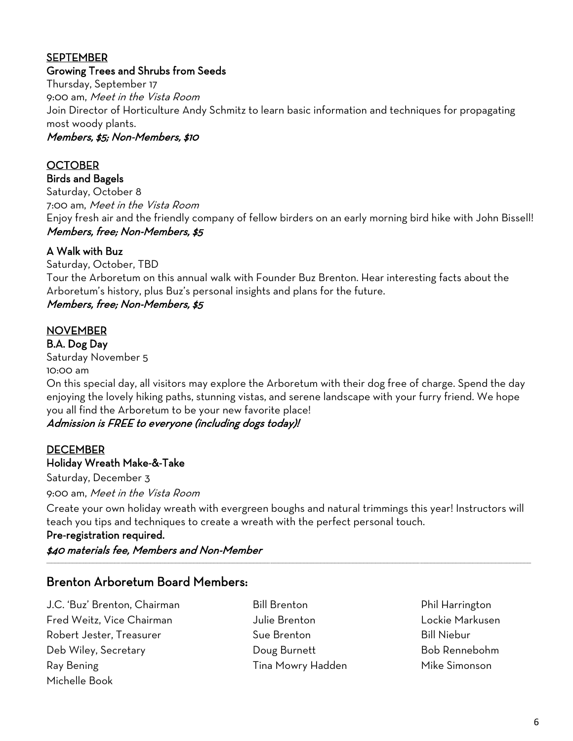## SEPTEMBER

### Growing Trees and Shrubs from Seeds

Thursday, September 17

9:00 am, *Meet in the Vista Room*

Join Director of Horticulture Andy Schmitz to learn basic information and techniques for propagating most woody plants.

***Members, $5; Non-Members, $10***

## OCTOBER

### Birds and Bagels

Saturday, October 8

7:00 am, *Meet in the Vista Room*

Enjoy fresh air and the friendly company of fellow birders on an early morning bird hike with John Bissell!

***Members, free; Non-Members, $5***

### A Walk with Buz

Saturday, October, TBD

Tour the Arboretum on this annual walk with Founder Buz Brenton. Hear interesting facts about the Arboretum's history, plus Buz's personal insights and plans for the future.

***Members, free; Non-Members, $5***

## NOVEMBER

### B.A. Dog Day

Saturday November 5

10:00 am

On this special day, all visitors may explore the Arboretum with their dog free of charge. Spend the day enjoying the lovely hiking paths, stunning vistas, and serene landscape with your furry friend. We hope you all find the Arboretum to be your new favorite place!

***Admission is FREE to everyone (including dogs today)!***

## DECEMBER

### Holiday Wreath Make-&-Take

Saturday, December 3

9:00 am, *Meet in the Vista Room*

Create your own holiday wreath with evergreen boughs and natural trimmings this year! Instructors will teach you tips and techniques to create a wreath with the perfect personal touch.

**Pre-registration required.**

***$40 materials fee, Members and Non-Member***

---

## Brenton Arboretum Board Members:

J.C. 'Buz' Brenton, Chairman
Fred Weitz, Vice Chairman
Robert Jester, Treasurer
Deb Wiley, Secretary
Ray Bening
Michelle Book
Bill Brenton
Julie Brenton
Sue Brenton
Doug Burnett
Tina Mowry Hadden
Phil Harrington
Lockie Markusen
Bill Niebur
Bob Rennebohm
Mike Simonson